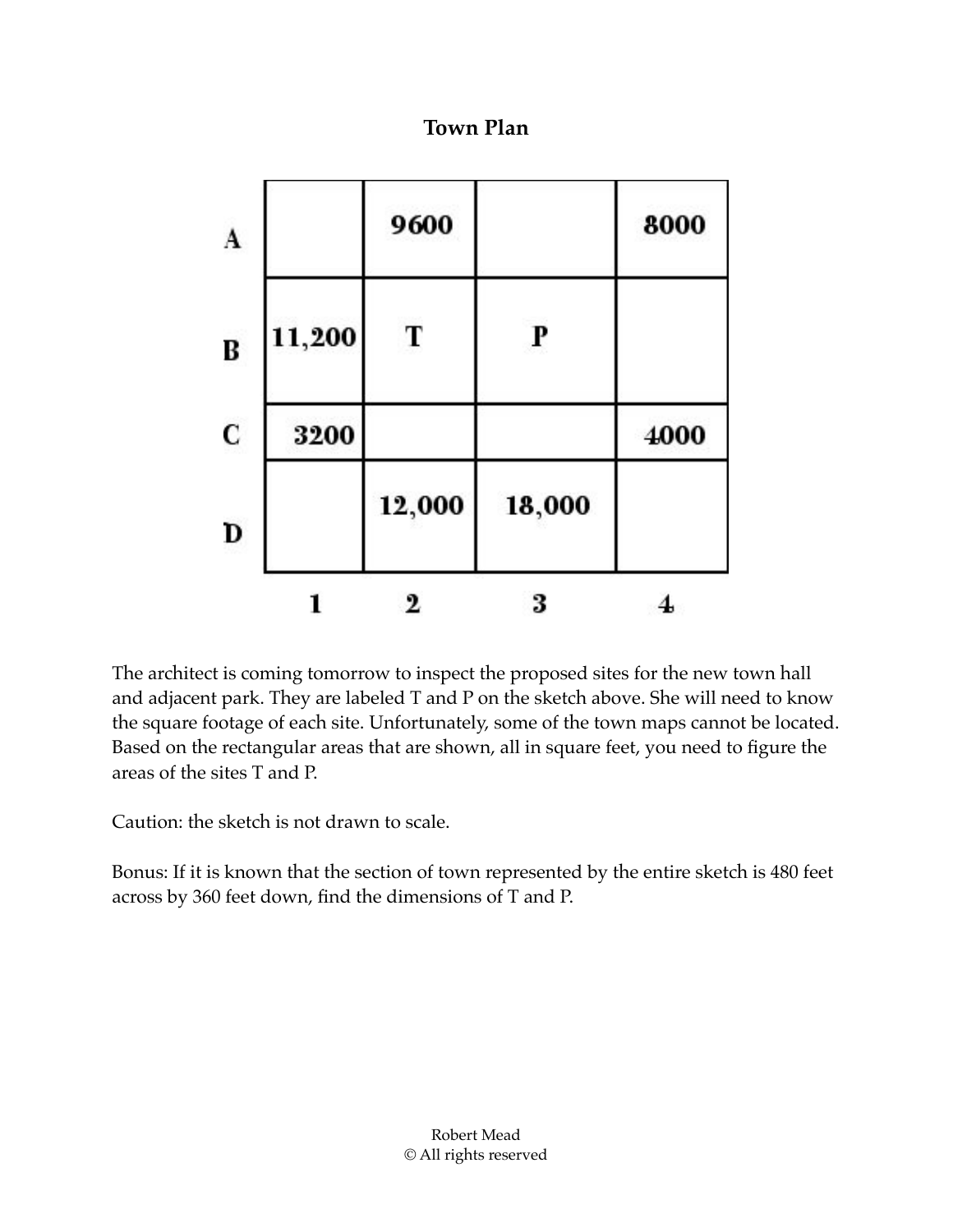# Town Plan

| | | | | |
|---|---|---|---|---|
| **A** | | 9600 | | 8000 |
| **B** | 11,200 | T | P | |
| **C** | 3200 | | | 4000 |
| **D** | | 12,000 | 18,000 | |
| | 1 | 2 | 3 | 4 |

The architect is coming tomorrow to inspect the proposed sites for the new town hall and adjacent park. They are labeled T and P on the sketch above. She will need to know the square footage of each site. Unfortunately, some of the town maps cannot be located. Based on the rectangular areas that are shown, all in square feet, you need to figure the areas of the sites T and P.

Caution: the sketch is not drawn to scale.

Bonus: If it is known that the section of town represented by the entire sketch is 480 feet across by 360 feet down, find the dimensions of T and P.

Robert Mead
© All rights reserved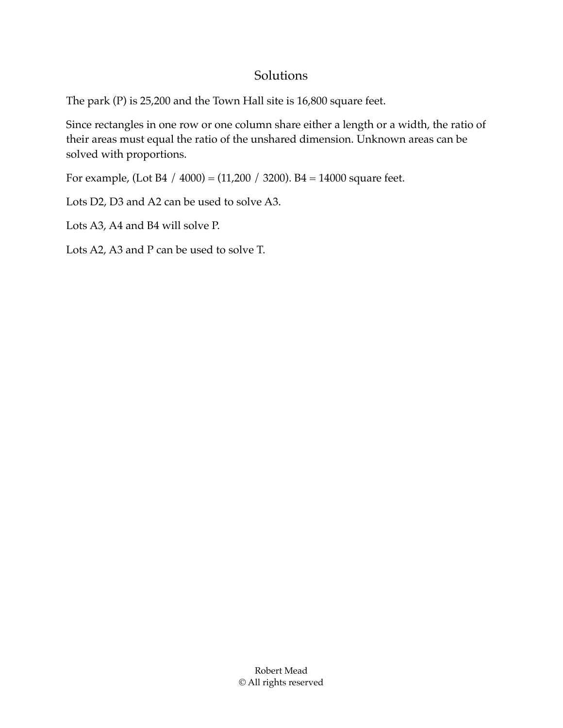# Solutions

The park (P) is 25,200 and the Town Hall site is 16,800 square feet.

Since rectangles in one row or one column share either a length or a width, the ratio of their areas must equal the ratio of the unshared dimension. Unknown areas can be solved with proportions.

For example, (Lot B4 / 4000) = (11,200 / 3200). B4 = 14000 square feet.

Lots D2, D3 and A2 can be used to solve A3.

Lots A3, A4 and B4 will solve P.

Lots A2, A3 and P can be used to solve T.

Robert Mead
© All rights reserved